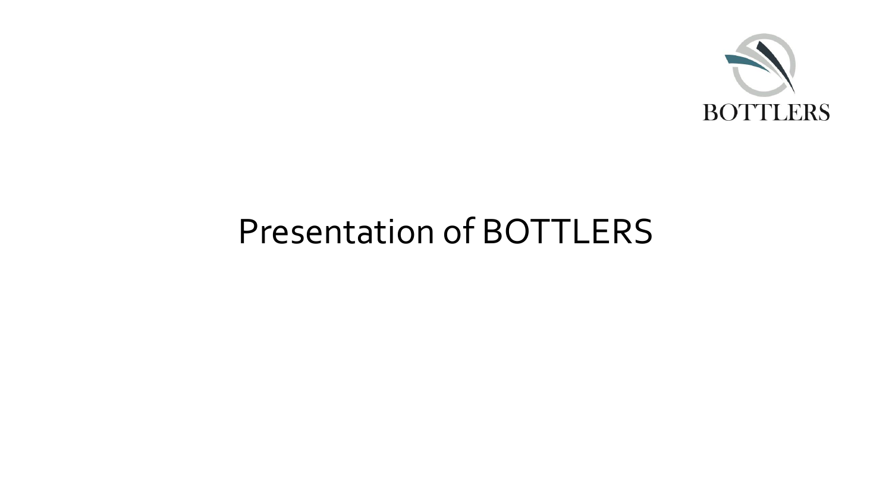BOTTLERS

# Presentation of BOTTLERS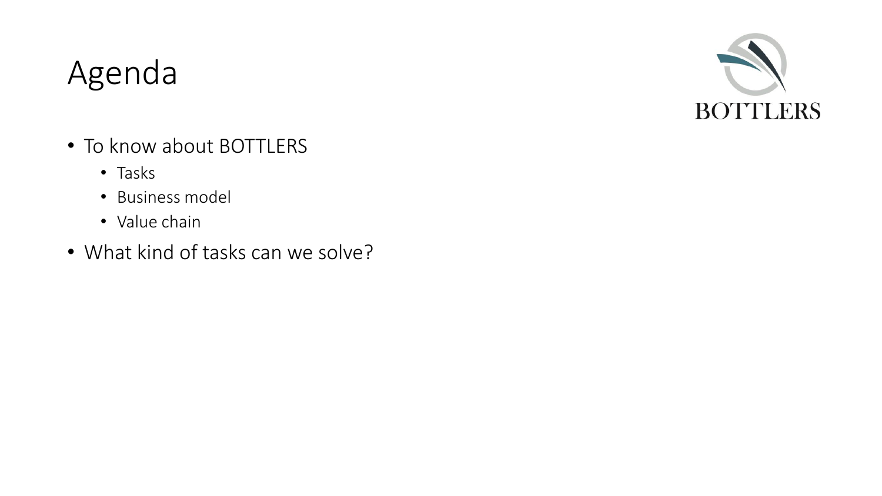# Agenda

- To know about BOTTLERS
  - Tasks
  - Business model
  - Value chain
- What kind of tasks can we solve?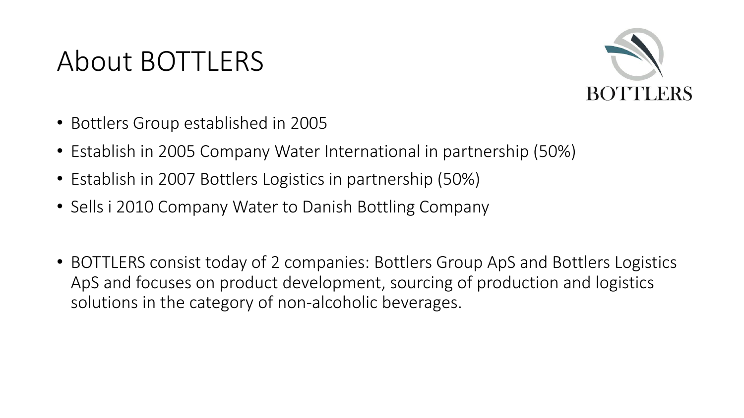# About BOTTLERS

- Bottlers Group established in 2005
- Establish in 2005 Company Water International in partnership (50%)
- Establish in 2007 Bottlers Logistics in partnership (50%)
- Sells i 2010 Company Water to Danish Bottling Company

- BOTTLERS consist today of 2 companies: Bottlers Group ApS and Bottlers Logistics ApS and focuses on product development, sourcing of production and logistics solutions in the category of non-alcoholic beverages.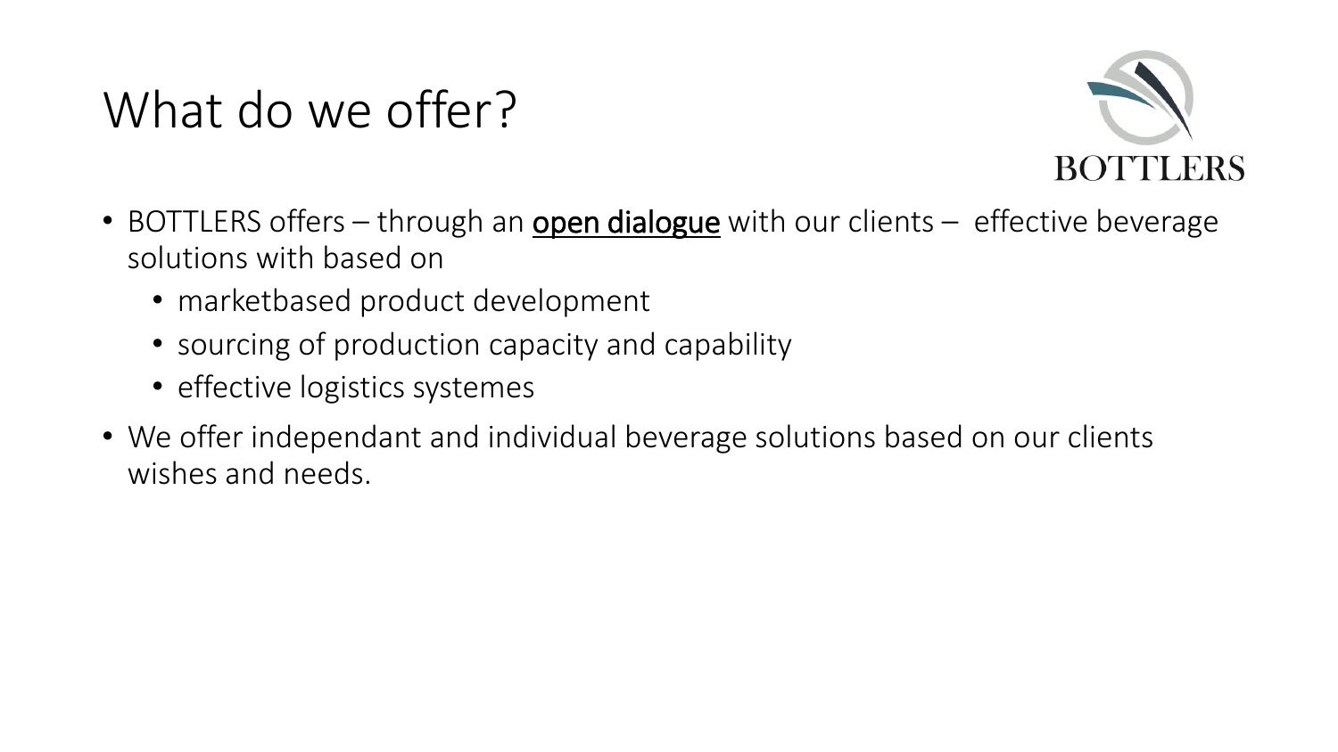# What do we offer?

BOTTLERS

- BOTTLERS offers – through an **open dialogue** with our clients – effective beverage solutions with based on
  - marketbased product development
  - sourcing of production capacity and capability
  - effective logistics systemes
- We offer independant and individual beverage solutions based on our clients wishes and needs.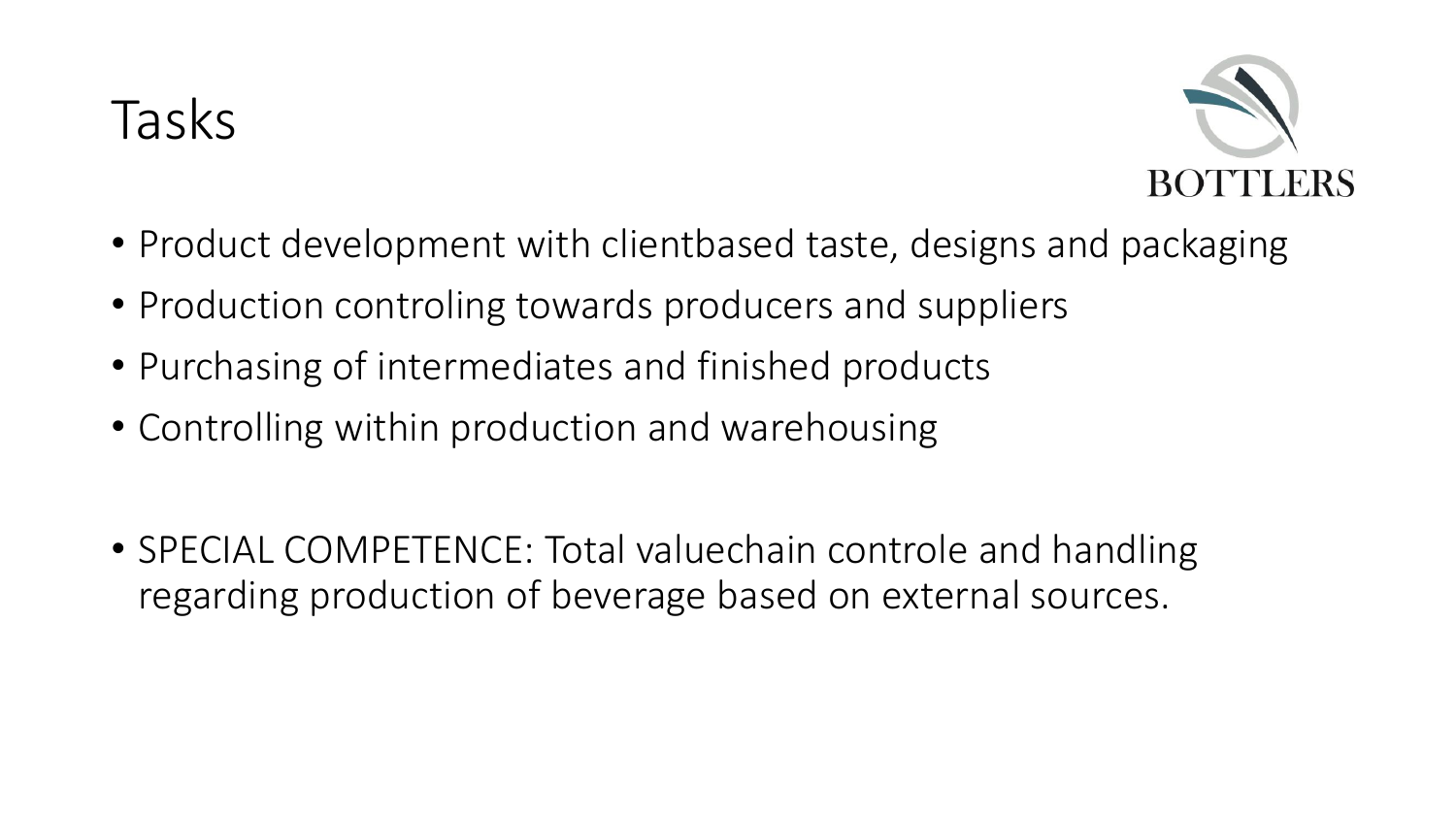# Tasks

BOTTLERS

- Product development with clientbased taste, designs and packaging
- Production controling towards producers and suppliers
- Purchasing of intermediates and finished products
- Controlling within production and warehousing

- SPECIAL COMPETENCE: Total valuechain controle and handling regarding production of beverage based on external sources.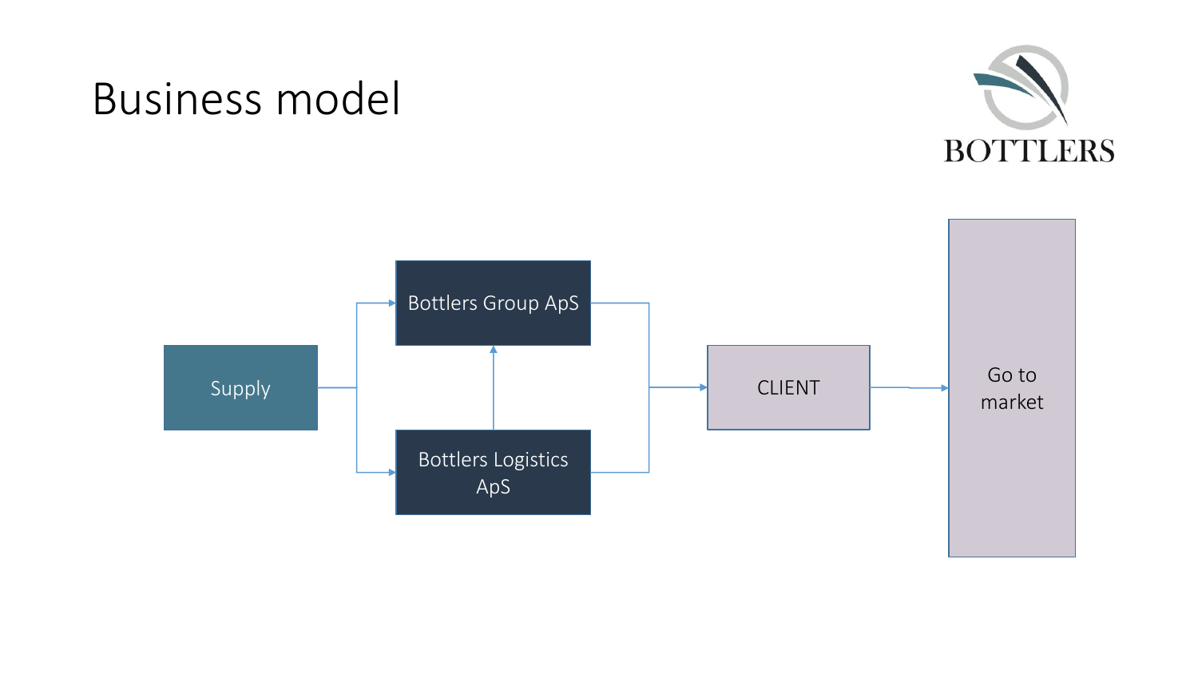# Business model

Supply

Bottlers Group ApS

Bottlers Logistics ApS

CLIENT

Go to market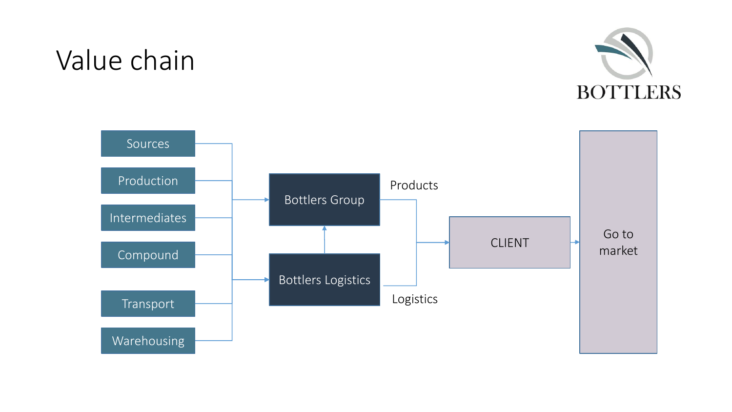# Value chain

BOTTLERS

- Sources
- Production
- Intermediates
- Compound
- Transport
- Warehousing

Bottlers Group

Bottlers Logistics

Products

Logistics

CLIENT

Go to market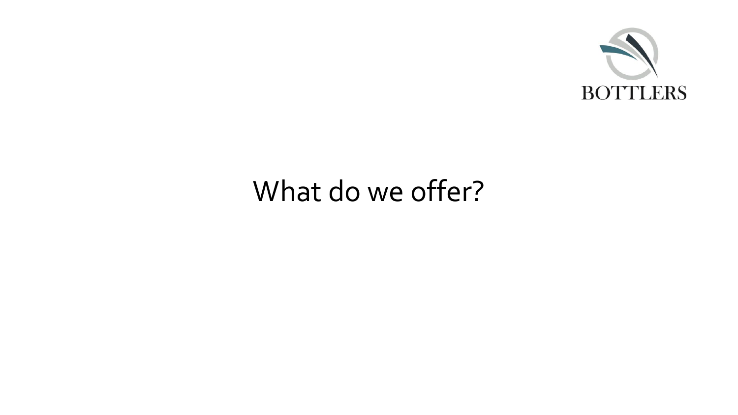BOTTLERS

# What do we offer?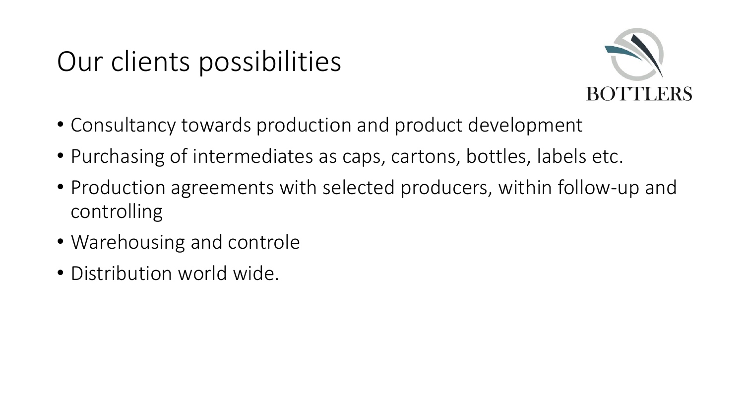# Our clients possibilities

BOTTLERS

- Consultancy towards production and product development
- Purchasing of intermediates as caps, cartons, bottles, labels etc.
- Production agreements with selected producers, within follow-up and controlling
- Warehousing and controle
- Distribution world wide.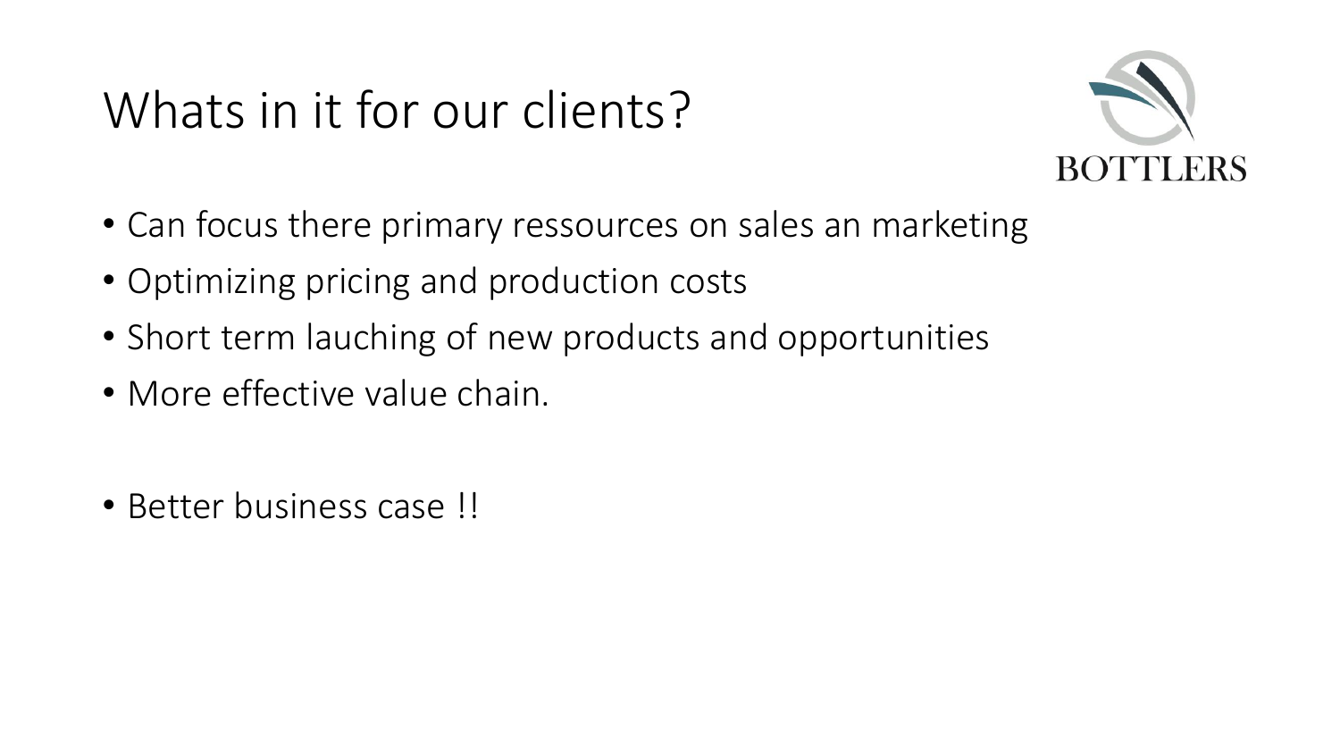# Whats in it for our clients?

BOTTLERS

- Can focus there primary ressources on sales an marketing
- Optimizing pricing and production costs
- Short term lauching of new products and opportunities
- More effective value chain.

- Better business case !!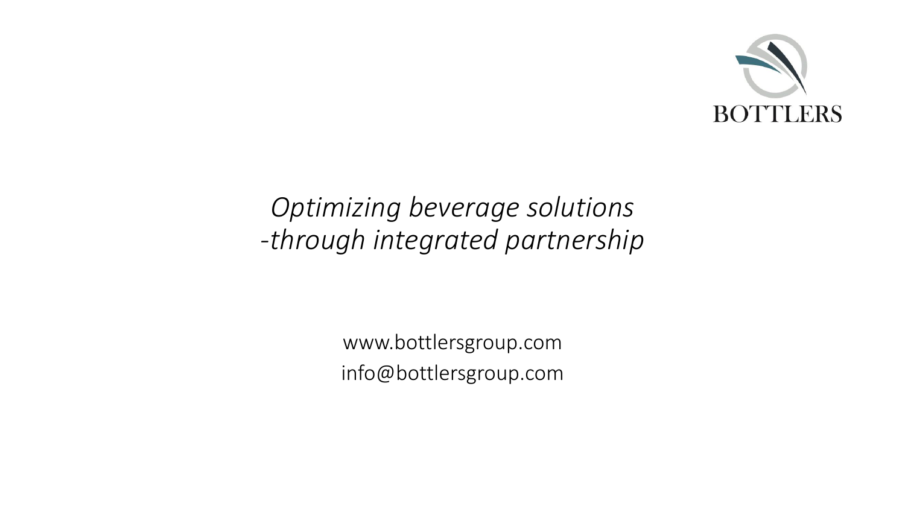BOTTLERS

*Optimizing beverage solutions*
*-through integrated partnership*

www.bottlersgroup.com
info@bottlersgroup.com